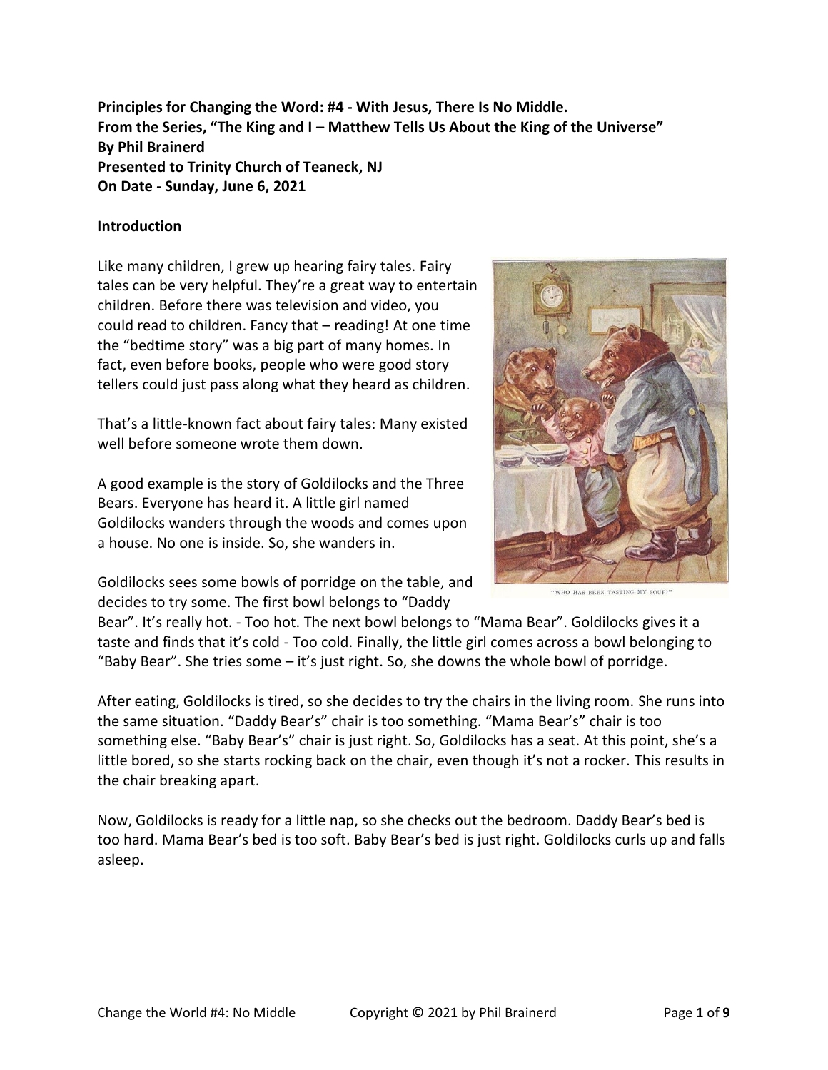**Principles for Changing the Word: #4 - With Jesus, There Is No Middle.**
**From the Series, "The King and I – Matthew Tells Us About the King of the Universe"**
**By Phil Brainerd**
**Presented to Trinity Church of Teaneck, NJ**
**On Date - Sunday, June 6, 2021**

**Introduction**

Like many children, I grew up hearing fairy tales. Fairy tales can be very helpful. They're a great way to entertain children. Before there was television and video, you could read to children. Fancy that – reading! At one time the "bedtime story" was a big part of many homes. In fact, even before books, people who were good story tellers could just pass along what they heard as children.

That's a little-known fact about fairy tales: Many existed well before someone wrote them down.

A good example is the story of Goldilocks and the Three Bears. Everyone has heard it. A little girl named Goldilocks wanders through the woods and comes upon a house. No one is inside. So, she wanders in.

"WHO HAS BEEN TASTING MY SOUP!"

Goldilocks sees some bowls of porridge on the table, and decides to try some. The first bowl belongs to "Daddy Bear". It's really hot. - Too hot. The next bowl belongs to "Mama Bear". Goldilocks gives it a taste and finds that it's cold - Too cold. Finally, the little girl comes across a bowl belonging to "Baby Bear". She tries some – it's just right. So, she downs the whole bowl of porridge.

After eating, Goldilocks is tired, so she decides to try the chairs in the living room. She runs into the same situation. "Daddy Bear's" chair is too something. "Mama Bear's" chair is too something else. "Baby Bear's" chair is just right. So, Goldilocks has a seat. At this point, she's a little bored, so she starts rocking back on the chair, even though it's not a rocker. This results in the chair breaking apart.

Now, Goldilocks is ready for a little nap, so she checks out the bedroom. Daddy Bear's bed is too hard. Mama Bear's bed is too soft. Baby Bear's bed is just right. Goldilocks curls up and falls asleep.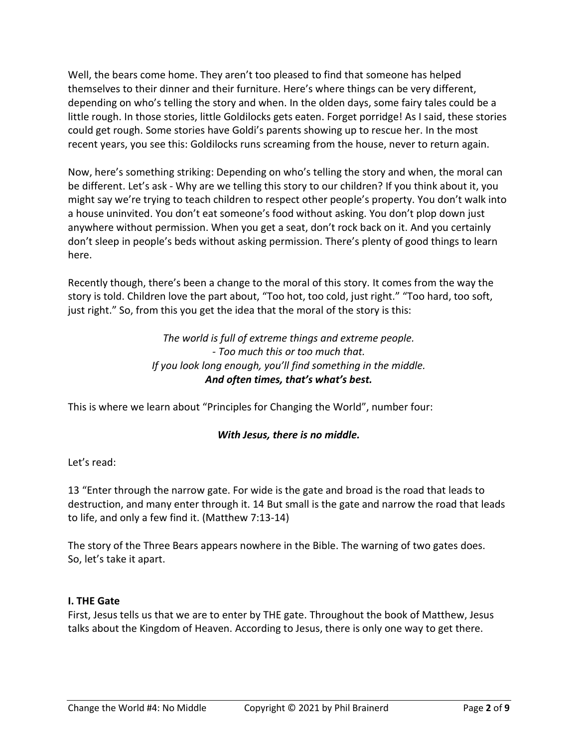Well, the bears come home. They aren't too pleased to find that someone has helped themselves to their dinner and their furniture. Here's where things can be very different, depending on who's telling the story and when. In the olden days, some fairy tales could be a little rough. In those stories, little Goldilocks gets eaten. Forget porridge! As I said, these stories could get rough. Some stories have Goldi's parents showing up to rescue her. In the most recent years, you see this: Goldilocks runs screaming from the house, never to return again.

Now, here's something striking: Depending on who's telling the story and when, the moral can be different. Let's ask - Why are we telling this story to our children? If you think about it, you might say we're trying to teach children to respect other people's property. You don't walk into a house uninvited. You don't eat someone's food without asking. You don't plop down just anywhere without permission. When you get a seat, don't rock back on it. And you certainly don't sleep in people's beds without asking permission. There's plenty of good things to learn here.

Recently though, there's been a change to the moral of this story. It comes from the way the story is told. Children love the part about, "Too hot, too cold, just right." "Too hard, too soft, just right." So, from this you get the idea that the moral of the story is this:

*The world is full of extreme things and extreme people.*
*- Too much this or too much that.*
*If you look long enough, you'll find something in the middle.*
***And often times, that's what's best.***

This is where we learn about "Principles for Changing the World", number four:

***With Jesus, there is no middle.***

Let's read:

13 "Enter through the narrow gate. For wide is the gate and broad is the road that leads to destruction, and many enter through it. 14 But small is the gate and narrow the road that leads to life, and only a few find it. (Matthew 7:13-14)

The story of the Three Bears appears nowhere in the Bible. The warning of two gates does. So, let's take it apart.

**I. THE Gate**

First, Jesus tells us that we are to enter by THE gate. Throughout the book of Matthew, Jesus talks about the Kingdom of Heaven. According to Jesus, there is only one way to get there.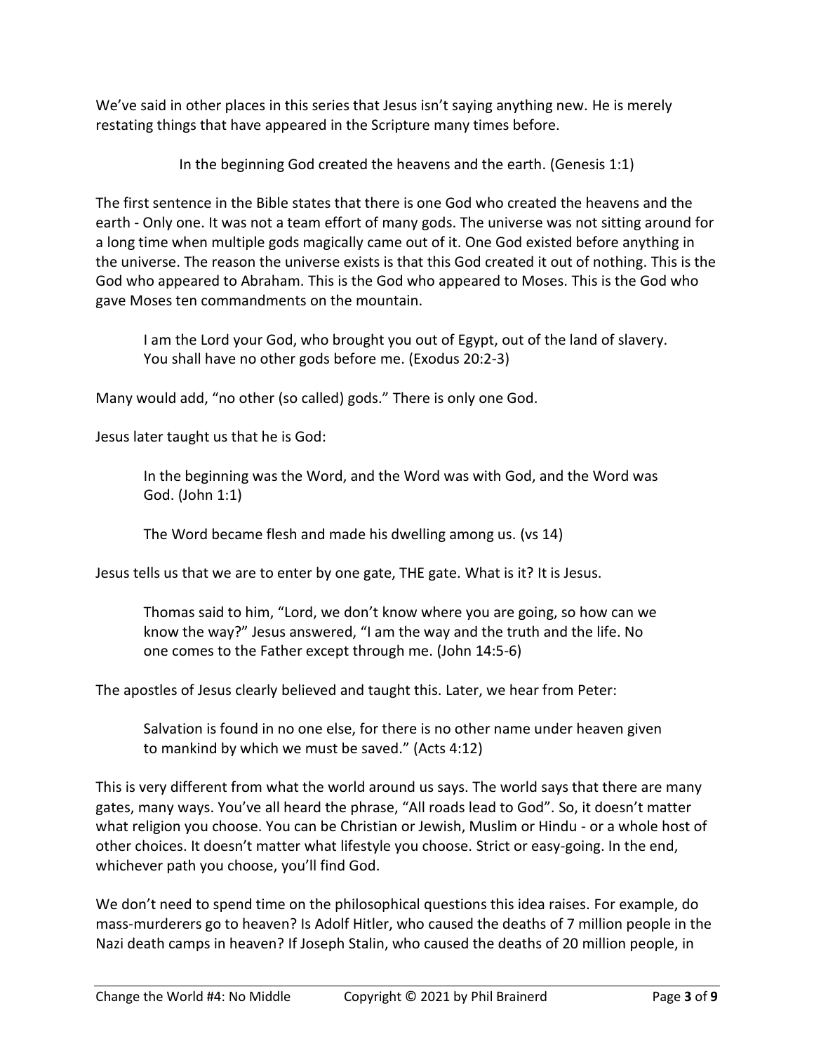We've said in other places in this series that Jesus isn't saying anything new. He is merely restating things that have appeared in the Scripture many times before.

In the beginning God created the heavens and the earth. (Genesis 1:1)

The first sentence in the Bible states that there is one God who created the heavens and the earth - Only one. It was not a team effort of many gods. The universe was not sitting around for a long time when multiple gods magically came out of it. One God existed before anything in the universe. The reason the universe exists is that this God created it out of nothing. This is the God who appeared to Abraham. This is the God who appeared to Moses. This is the God who gave Moses ten commandments on the mountain.

> I am the Lord your God, who brought you out of Egypt, out of the land of slavery. You shall have no other gods before me. (Exodus 20:2-3)

Many would add, "no other (so called) gods." There is only one God.

Jesus later taught us that he is God:

> In the beginning was the Word, and the Word was with God, and the Word was God. (John 1:1)
>
> The Word became flesh and made his dwelling among us. (vs 14)

Jesus tells us that we are to enter by one gate, THE gate. What is it? It is Jesus.

> Thomas said to him, "Lord, we don't know where you are going, so how can we know the way?" Jesus answered, "I am the way and the truth and the life. No one comes to the Father except through me. (John 14:5-6)

The apostles of Jesus clearly believed and taught this. Later, we hear from Peter:

> Salvation is found in no one else, for there is no other name under heaven given to mankind by which we must be saved." (Acts 4:12)

This is very different from what the world around us says. The world says that there are many gates, many ways. You've all heard the phrase, "All roads lead to God". So, it doesn't matter what religion you choose. You can be Christian or Jewish, Muslim or Hindu - or a whole host of other choices. It doesn't matter what lifestyle you choose. Strict or easy-going. In the end, whichever path you choose, you'll find God.

We don't need to spend time on the philosophical questions this idea raises. For example, do mass-murderers go to heaven? Is Adolf Hitler, who caused the deaths of 7 million people in the Nazi death camps in heaven? If Joseph Stalin, who caused the deaths of 20 million people, in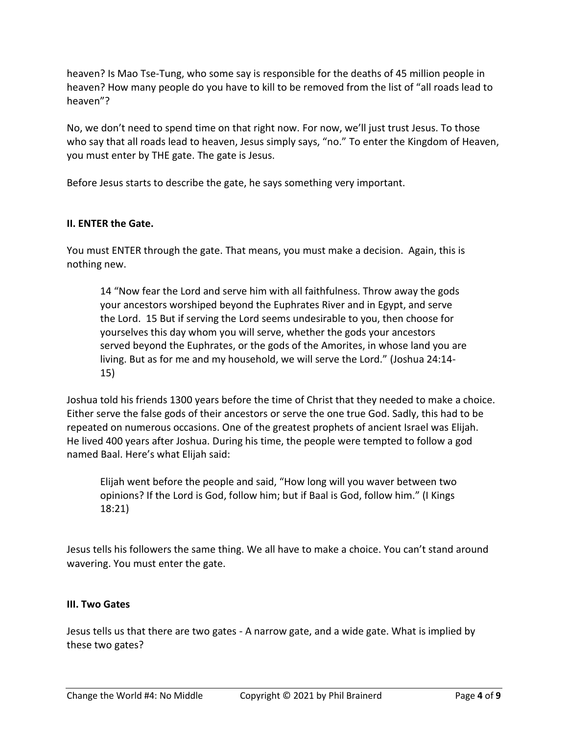heaven? Is Mao Tse-Tung, who some say is responsible for the deaths of 45 million people in heaven? How many people do you have to kill to be removed from the list of “all roads lead to heaven”?

No, we don’t need to spend time on that right now. For now, we’ll just trust Jesus. To those who say that all roads lead to heaven, Jesus simply says, “no.” To enter the Kingdom of Heaven, you must enter by THE gate. The gate is Jesus.

Before Jesus starts to describe the gate, he says something very important.

## II. ENTER the Gate.

You must ENTER through the gate. That means, you must make a decision. Again, this is nothing new.

> 14 “Now fear the Lord and serve him with all faithfulness. Throw away the gods your ancestors worshiped beyond the Euphrates River and in Egypt, and serve the Lord. 15 But if serving the Lord seems undesirable to you, then choose for yourselves this day whom you will serve, whether the gods your ancestors served beyond the Euphrates, or the gods of the Amorites, in whose land you are living. But as for me and my household, we will serve the Lord.” (Joshua 24:14-15)

Joshua told his friends 1300 years before the time of Christ that they needed to make a choice. Either serve the false gods of their ancestors or serve the one true God. Sadly, this had to be repeated on numerous occasions. One of the greatest prophets of ancient Israel was Elijah. He lived 400 years after Joshua. During his time, the people were tempted to follow a god named Baal. Here’s what Elijah said:

> Elijah went before the people and said, “How long will you waver between two opinions? If the Lord is God, follow him; but if Baal is God, follow him.” (I Kings 18:21)

Jesus tells his followers the same thing. We all have to make a choice. You can’t stand around wavering. You must enter the gate.

## III. Two Gates

Jesus tells us that there are two gates - A narrow gate, and a wide gate. What is implied by these two gates?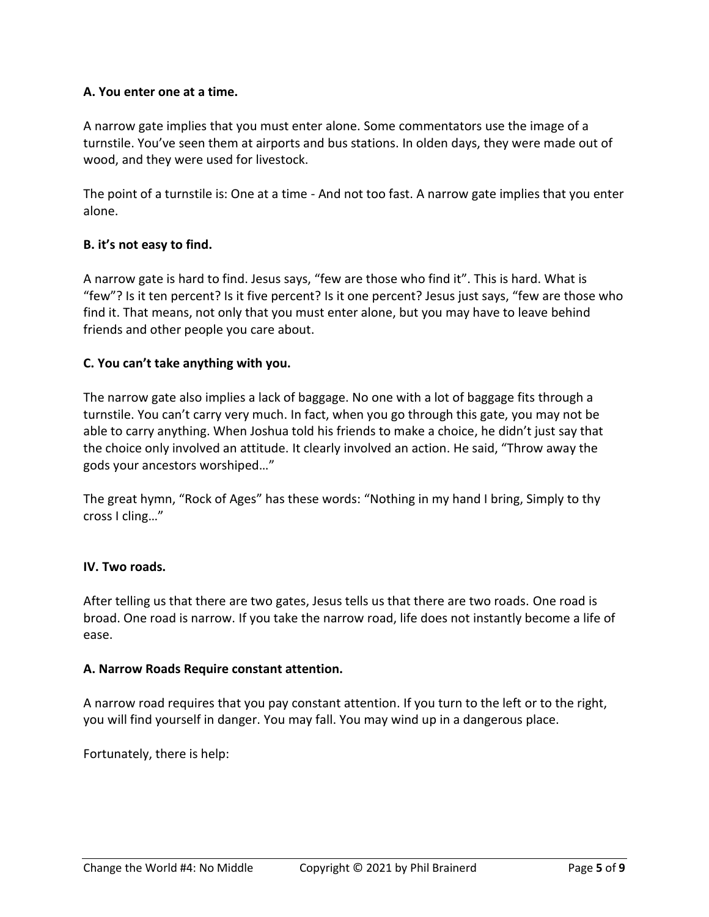**A. You enter one at a time.**

A narrow gate implies that you must enter alone. Some commentators use the image of a turnstile. You've seen them at airports and bus stations. In olden days, they were made out of wood, and they were used for livestock.

The point of a turnstile is: One at a time - And not too fast. A narrow gate implies that you enter alone.

**B. it's not easy to find.**

A narrow gate is hard to find. Jesus says, "few are those who find it". This is hard. What is "few"? Is it ten percent? Is it five percent? Is it one percent? Jesus just says, "few are those who find it. That means, not only that you must enter alone, but you may have to leave behind friends and other people you care about.

**C. You can't take anything with you.**

The narrow gate also implies a lack of baggage. No one with a lot of baggage fits through a turnstile. You can't carry very much. In fact, when you go through this gate, you may not be able to carry anything. When Joshua told his friends to make a choice, he didn't just say that the choice only involved an attitude. It clearly involved an action. He said, "Throw away the gods your ancestors worshiped…"

The great hymn, "Rock of Ages" has these words: "Nothing in my hand I bring, Simply to thy cross I cling…"

**IV. Two roads.**

After telling us that there are two gates, Jesus tells us that there are two roads. One road is broad. One road is narrow. If you take the narrow road, life does not instantly become a life of ease.

**A. Narrow Roads Require constant attention.**

A narrow road requires that you pay constant attention. If you turn to the left or to the right, you will find yourself in danger. You may fall. You may wind up in a dangerous place.

Fortunately, there is help: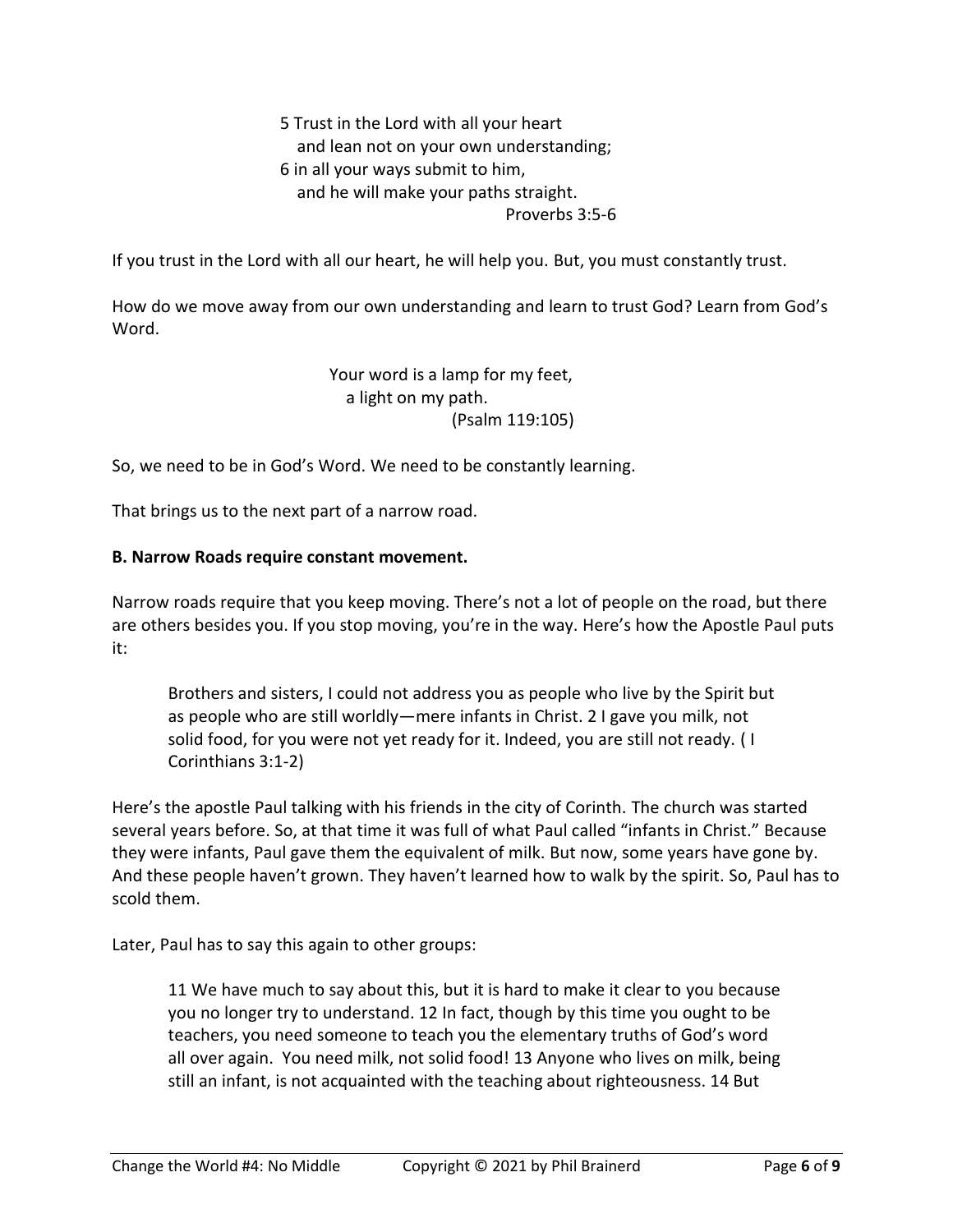> 5 Trust in the Lord with all your heart
> and lean not on your own understanding;
> 6 in all your ways submit to him,
> and he will make your paths straight.
> Proverbs 3:5-6

If you trust in the Lord with all our heart, he will help you. But, you must constantly trust.

How do we move away from our own understanding and learn to trust God? Learn from God's Word.

> Your word is a lamp for my feet,
> a light on my path.
> (Psalm 119:105)

So, we need to be in God's Word. We need to be constantly learning.

That brings us to the next part of a narrow road.

**B. Narrow Roads require constant movement.**

Narrow roads require that you keep moving. There's not a lot of people on the road, but there are others besides you. If you stop moving, you're in the way. Here's how the Apostle Paul puts it:

> Brothers and sisters, I could not address you as people who live by the Spirit but as people who are still worldly—mere infants in Christ. 2 I gave you milk, not solid food, for you were not yet ready for it. Indeed, you are still not ready. ( I Corinthians 3:1-2)

Here's the apostle Paul talking with his friends in the city of Corinth. The church was started several years before. So, at that time it was full of what Paul called "infants in Christ." Because they were infants, Paul gave them the equivalent of milk. But now, some years have gone by. And these people haven't grown. They haven't learned how to walk by the spirit. So, Paul has to scold them.

Later, Paul has to say this again to other groups:

> 11 We have much to say about this, but it is hard to make it clear to you because you no longer try to understand. 12 In fact, though by this time you ought to be teachers, you need someone to teach you the elementary truths of God's word all over again. You need milk, not solid food! 13 Anyone who lives on milk, being still an infant, is not acquainted with the teaching about righteousness. 14 But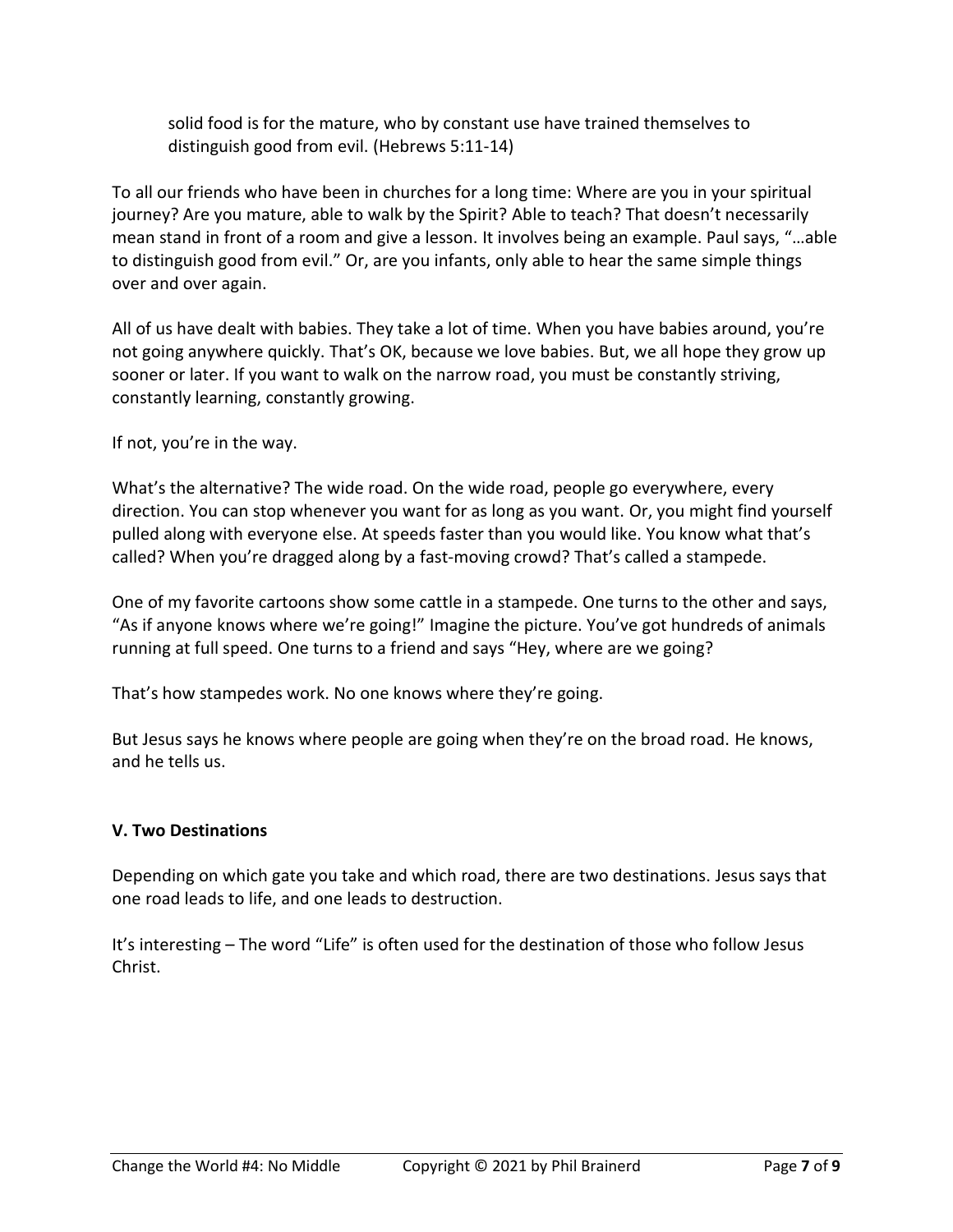> solid food is for the mature, who by constant use have trained themselves to distinguish good from evil. (Hebrews 5:11-14)

To all our friends who have been in churches for a long time: Where are you in your spiritual journey? Are you mature, able to walk by the Spirit? Able to teach? That doesn't necessarily mean stand in front of a room and give a lesson. It involves being an example. Paul says, "…able to distinguish good from evil." Or, are you infants, only able to hear the same simple things over and over again.

All of us have dealt with babies. They take a lot of time. When you have babies around, you're not going anywhere quickly. That's OK, because we love babies. But, we all hope they grow up sooner or later. If you want to walk on the narrow road, you must be constantly striving, constantly learning, constantly growing.

If not, you're in the way.

What's the alternative? The wide road. On the wide road, people go everywhere, every direction. You can stop whenever you want for as long as you want. Or, you might find yourself pulled along with everyone else. At speeds faster than you would like. You know what that's called? When you're dragged along by a fast-moving crowd? That's called a stampede.

One of my favorite cartoons show some cattle in a stampede. One turns to the other and says, "As if anyone knows where we're going!" Imagine the picture. You've got hundreds of animals running at full speed. One turns to a friend and says "Hey, where are we going?

That's how stampedes work. No one knows where they're going.

But Jesus says he knows where people are going when they're on the broad road. He knows, and he tells us.

### V. Two Destinations

Depending on which gate you take and which road, there are two destinations. Jesus says that one road leads to life, and one leads to destruction.

It's interesting – The word "Life" is often used for the destination of those who follow Jesus Christ.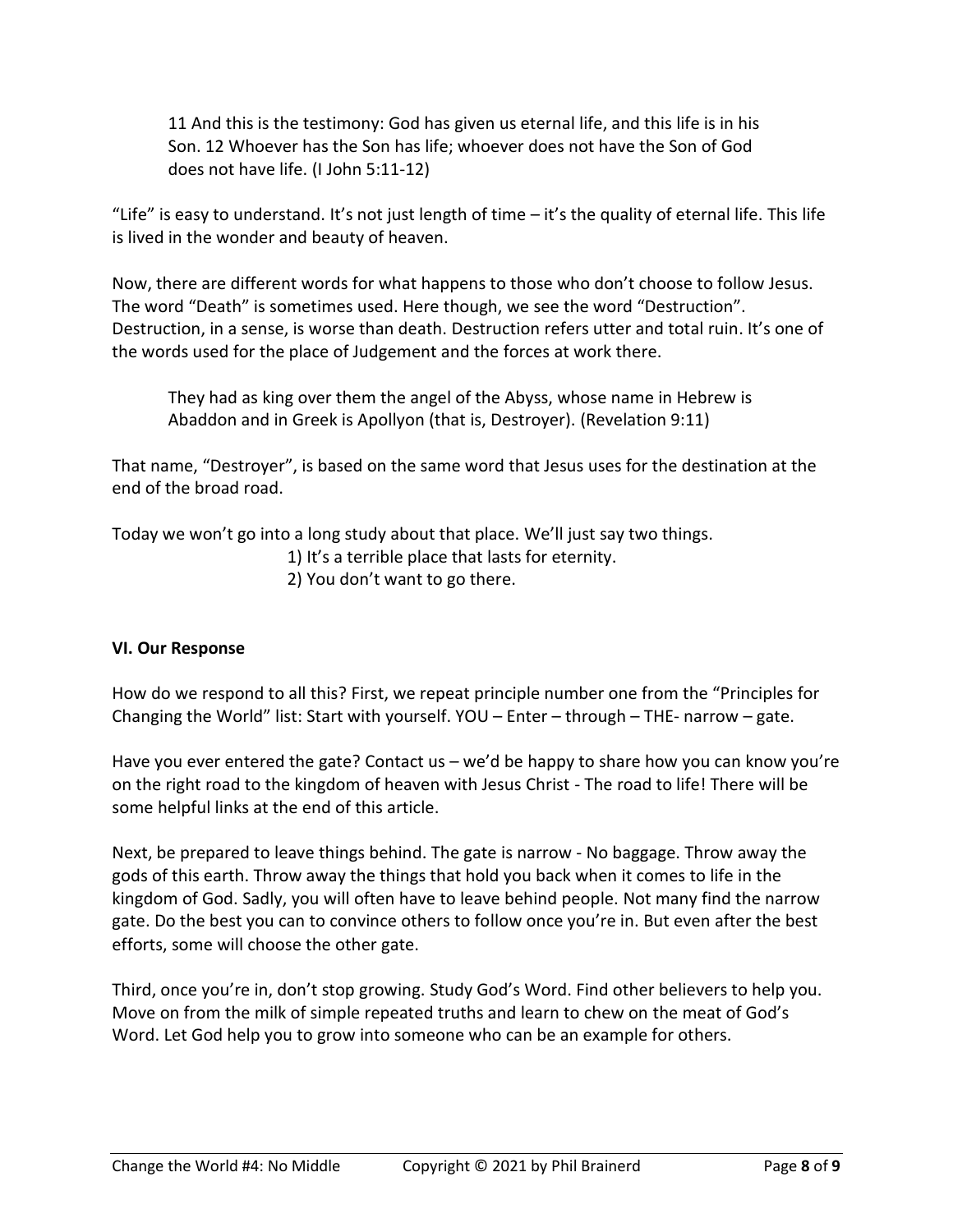> 11 And this is the testimony: God has given us eternal life, and this life is in his Son. 12 Whoever has the Son has life; whoever does not have the Son of God does not have life. (I John 5:11-12)

"Life" is easy to understand. It's not just length of time – it's the quality of eternal life. This life is lived in the wonder and beauty of heaven.

Now, there are different words for what happens to those who don't choose to follow Jesus. The word "Death" is sometimes used. Here though, we see the word "Destruction". Destruction, in a sense, is worse than death. Destruction refers utter and total ruin. It's one of the words used for the place of Judgement and the forces at work there.

> They had as king over them the angel of the Abyss, whose name in Hebrew is Abaddon and in Greek is Apollyon (that is, Destroyer). (Revelation 9:11)

That name, "Destroyer", is based on the same word that Jesus uses for the destination at the end of the broad road.

Today we won't go into a long study about that place. We'll just say two things.

1) It's a terrible place that lasts for eternity.
2) You don't want to go there.

**VI. Our Response**

How do we respond to all this? First, we repeat principle number one from the "Principles for Changing the World" list: Start with yourself. YOU – Enter – through – THE- narrow – gate.

Have you ever entered the gate? Contact us – we'd be happy to share how you can know you're on the right road to the kingdom of heaven with Jesus Christ - The road to life! There will be some helpful links at the end of this article.

Next, be prepared to leave things behind. The gate is narrow - No baggage. Throw away the gods of this earth. Throw away the things that hold you back when it comes to life in the kingdom of God. Sadly, you will often have to leave behind people. Not many find the narrow gate. Do the best you can to convince others to follow once you're in. But even after the best efforts, some will choose the other gate.

Third, once you're in, don't stop growing. Study God's Word. Find other believers to help you. Move on from the milk of simple repeated truths and learn to chew on the meat of God's Word. Let God help you to grow into someone who can be an example for others.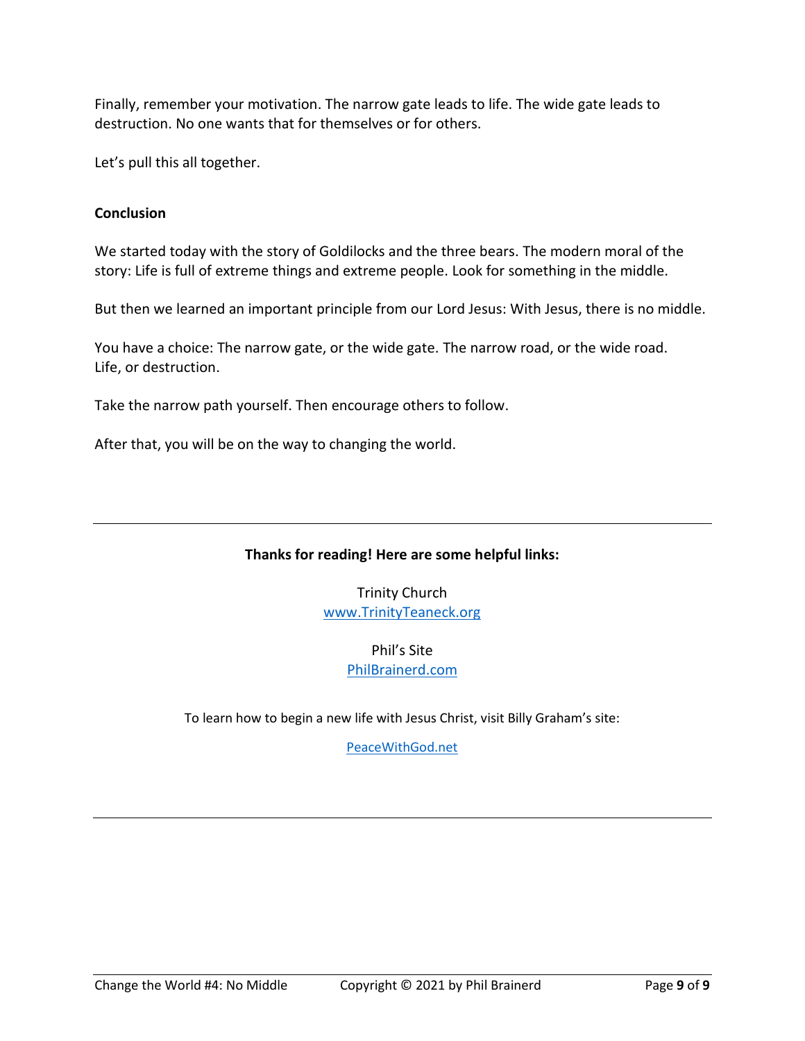Finally, remember your motivation. The narrow gate leads to life. The wide gate leads to destruction. No one wants that for themselves or for others.

Let's pull this all together.

**Conclusion**

We started today with the story of Goldilocks and the three bears. The modern moral of the story: Life is full of extreme things and extreme people. Look for something in the middle.

But then we learned an important principle from our Lord Jesus: With Jesus, there is no middle.

You have a choice: The narrow gate, or the wide gate. The narrow road, or the wide road. Life, or destruction.

Take the narrow path yourself. Then encourage others to follow.

After that, you will be on the way to changing the world.

---

**Thanks for reading! Here are some helpful links:**

Trinity Church
[www.TrinityTeaneck.org](http://www.TrinityTeaneck.org)

Phil's Site
[PhilBrainerd.com](http://PhilBrainerd.com)

To learn how to begin a new life with Jesus Christ, visit Billy Graham's site:

[PeaceWithGod.net](http://PeaceWithGod.net)

---